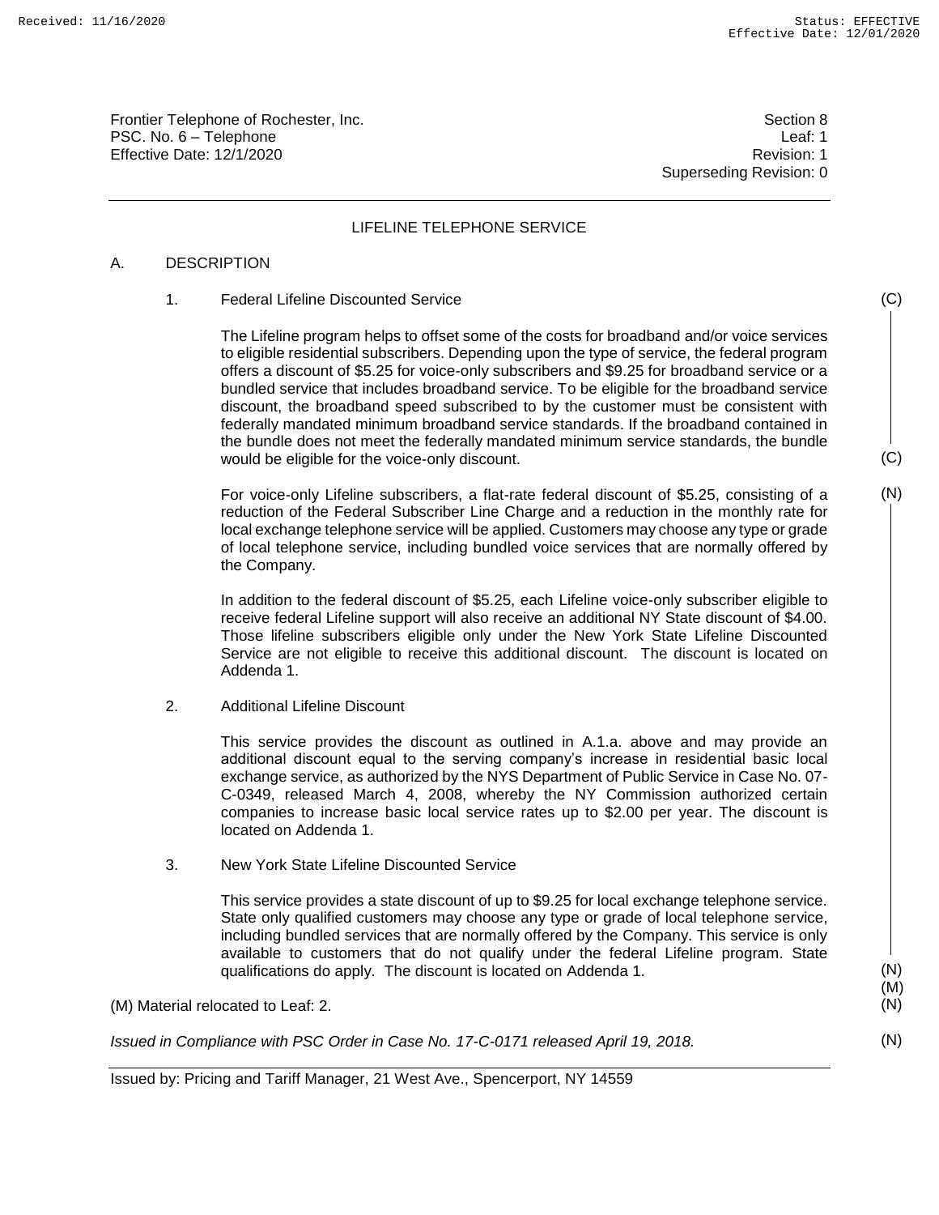Frontier Telephone of Rochester, Inc.
PSC. No. 6 – Telephone
Effective Date: 12/1/2020

Section 8
Leaf: 1
Revision: 1
Superseding Revision: 0

## LIFELINE TELEPHONE SERVICE

### A. DESCRIPTION

1. Federal Lifeline Discounted Service (C)

   The Lifeline program helps to offset some of the costs for broadband and/or voice services to eligible residential subscribers. Depending upon the type of service, the federal program offers a discount of $5.25 for voice-only subscribers and $9.25 for broadband service or a bundled service that includes broadband service. To be eligible for the broadband service discount, the broadband speed subscribed to by the customer must be consistent with federally mandated minimum broadband service standards. If the broadband contained in the bundle does not meet the federally mandated minimum service standards, the bundle would be eligible for the voice-only discount. (C)

   For voice-only Lifeline subscribers, a flat-rate federal discount of $5.25, consisting of a reduction of the Federal Subscriber Line Charge and a reduction in the monthly rate for local exchange telephone service will be applied. Customers may choose any type or grade of local telephone service, including bundled voice services that are normally offered by the Company. (N)

   In addition to the federal discount of $5.25, each Lifeline voice-only subscriber eligible to receive federal Lifeline support will also receive an additional NY State discount of $4.00. Those lifeline subscribers eligible only under the New York State Lifeline Discounted Service are not eligible to receive this additional discount. The discount is located on Addenda 1.

2. Additional Lifeline Discount

   This service provides the discount as outlined in A.1.a. above and may provide an additional discount equal to the serving company's increase in residential basic local exchange service, as authorized by the NYS Department of Public Service in Case No. 07-C-0349, released March 4, 2008, whereby the NY Commission authorized certain companies to increase basic local service rates up to $2.00 per year. The discount is located on Addenda 1.

3. New York State Lifeline Discounted Service

   This service provides a state discount of up to $9.25 for local exchange telephone service. State only qualified customers may choose any type or grade of local telephone service, including bundled services that are normally offered by the Company. This service is only available to customers that do not qualify under the federal Lifeline program. State qualifications do apply. The discount is located on Addenda 1. (N)

(M)

(M) Material relocated to Leaf: 2. (N)

*Issued in Compliance with PSC Order in Case No. 17-C-0171 released April 19, 2018.* (N)

Issued by: Pricing and Tariff Manager, 21 West Ave., Spencerport, NY 14559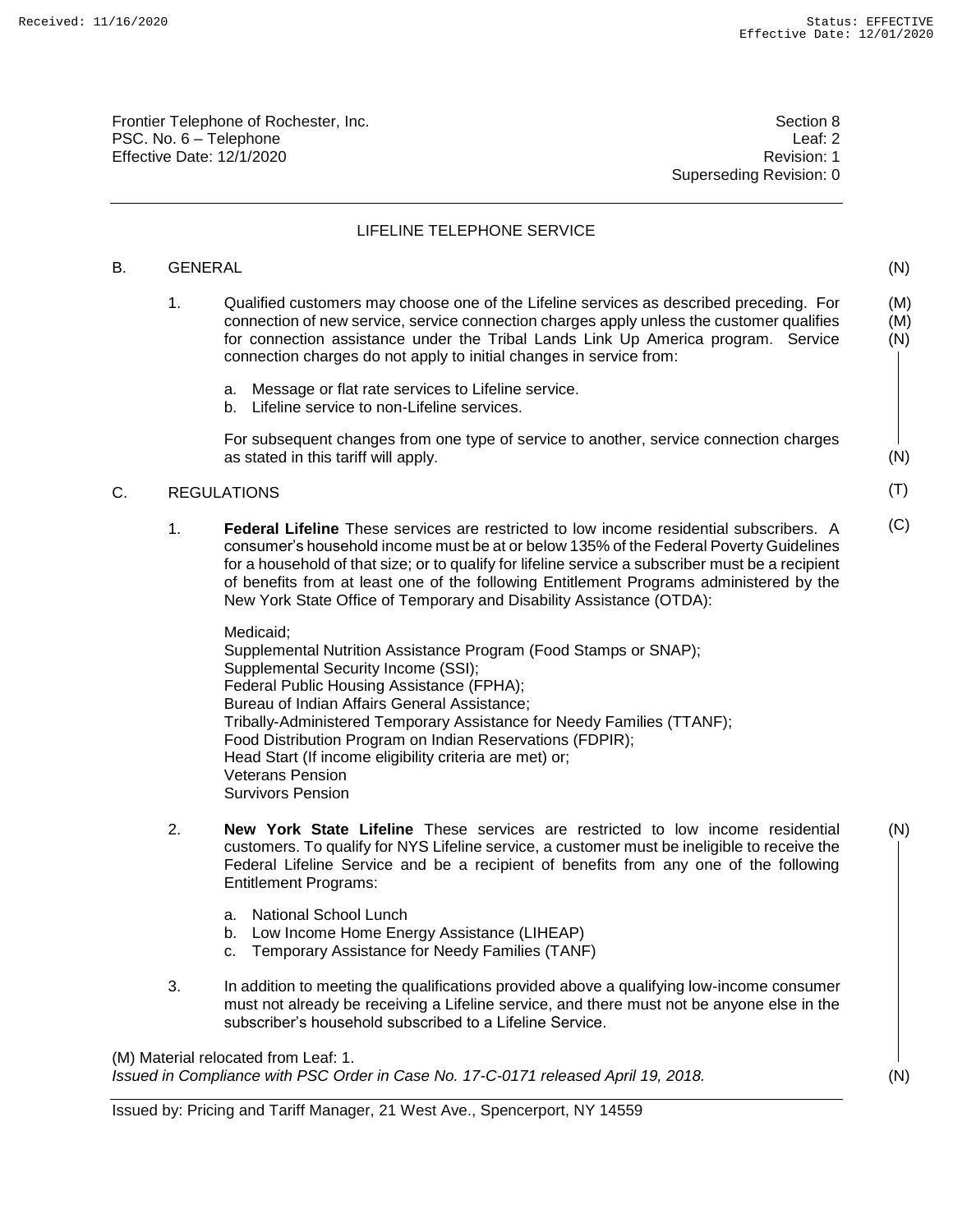Frontier Telephone of Rochester, Inc.
PSC. No. 6 – Telephone
Effective Date: 12/1/2020

Section 8
Leaf: 2
Revision: 1
Superseding Revision: 0

## LIFELINE TELEPHONE SERVICE

### B. GENERAL (N)

1. Qualified customers may choose one of the Lifeline services as described preceding. For connection of new service, service connection charges apply unless the customer qualifies for connection assistance under the Tribal Lands Link Up America program. Service connection charges do not apply to initial changes in service from: (M) (M) (N)

   a. Message or flat rate services to Lifeline service.
   b. Lifeline service to non-Lifeline services.

   For subsequent changes from one type of service to another, service connection charges as stated in this tariff will apply. (N)

### C. REGULATIONS (T)

1. **Federal Lifeline** These services are restricted to low income residential subscribers. A consumer's household income must be at or below 135% of the Federal Poverty Guidelines for a household of that size; or to qualify for lifeline service a subscriber must be a recipient of benefits from at least one of the following Entitlement Programs administered by the New York State Office of Temporary and Disability Assistance (OTDA): (C)

   Medicaid;
   Supplemental Nutrition Assistance Program (Food Stamps or SNAP);
   Supplemental Security Income (SSI);
   Federal Public Housing Assistance (FPHA);
   Bureau of Indian Affairs General Assistance;
   Tribally-Administered Temporary Assistance for Needy Families (TTANF);
   Food Distribution Program on Indian Reservations (FDPIR);
   Head Start (If income eligibility criteria are met) or;
   Veterans Pension
   Survivors Pension

2. **New York State Lifeline** These services are restricted to low income residential customers. To qualify for NYS Lifeline service, a customer must be ineligible to receive the Federal Lifeline Service and be a recipient of benefits from any one of the following Entitlement Programs: (N)

   a. National School Lunch
   b. Low Income Home Energy Assistance (LIHEAP)
   c. Temporary Assistance for Needy Families (TANF)

3. In addition to meeting the qualifications provided above a qualifying low-income consumer must not already be receiving a Lifeline service, and there must not be anyone else in the subscriber's household subscribed to a Lifeline Service.

(M) Material relocated from Leaf: 1.
*Issued in Compliance with PSC Order in Case No. 17-C-0171 released April 19, 2018.* (N)

Issued by: Pricing and Tariff Manager, 21 West Ave., Spencerport, NY 14559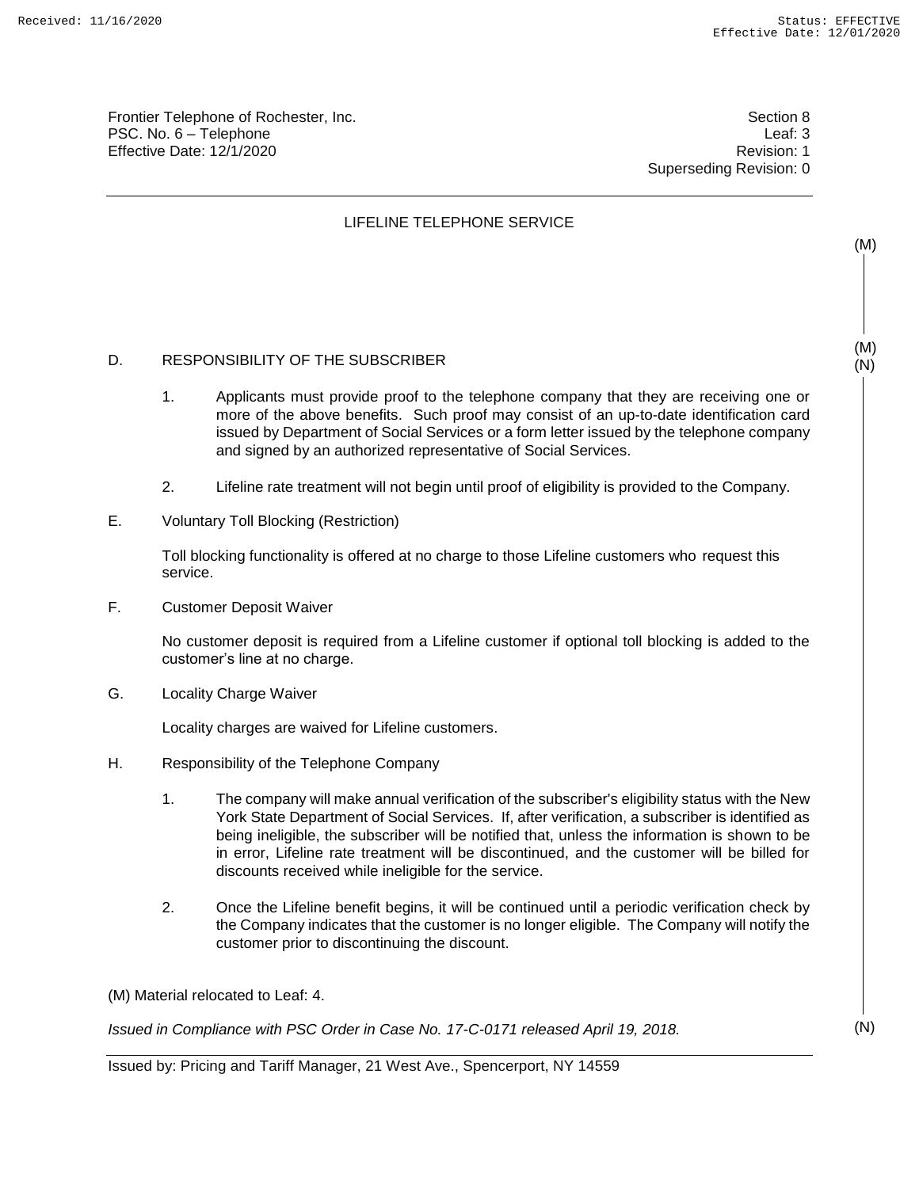Frontier Telephone of Rochester, Inc.
PSC. No. 6 – Telephone
Effective Date: 12/1/2020

Section 8
Leaf: 3
Revision: 1
Superseding Revision: 0

## LIFELINE TELEPHONE SERVICE

(M)

(M)
(N)

D. RESPONSIBILITY OF THE SUBSCRIBER

1. Applicants must provide proof to the telephone company that they are receiving one or more of the above benefits. Such proof may consist of an up-to-date identification card issued by Department of Social Services or a form letter issued by the telephone company and signed by an authorized representative of Social Services.

2. Lifeline rate treatment will not begin until proof of eligibility is provided to the Company.

E. Voluntary Toll Blocking (Restriction)

Toll blocking functionality is offered at no charge to those Lifeline customers who request this service.

F. Customer Deposit Waiver

No customer deposit is required from a Lifeline customer if optional toll blocking is added to the customer's line at no charge.

G. Locality Charge Waiver

Locality charges are waived for Lifeline customers.

H. Responsibility of the Telephone Company

1. The company will make annual verification of the subscriber's eligibility status with the New York State Department of Social Services. If, after verification, a subscriber is identified as being ineligible, the subscriber will be notified that, unless the information is shown to be in error, Lifeline rate treatment will be discontinued, and the customer will be billed for discounts received while ineligible for the service.

2. Once the Lifeline benefit begins, it will be continued until a periodic verification check by the Company indicates that the customer is no longer eligible. The Company will notify the customer prior to discontinuing the discount.

(N)

(M) Material relocated to Leaf: 4.

*Issued in Compliance with PSC Order in Case No. 17-C-0171 released April 19, 2018.*

Issued by: Pricing and Tariff Manager, 21 West Ave., Spencerport, NY 14559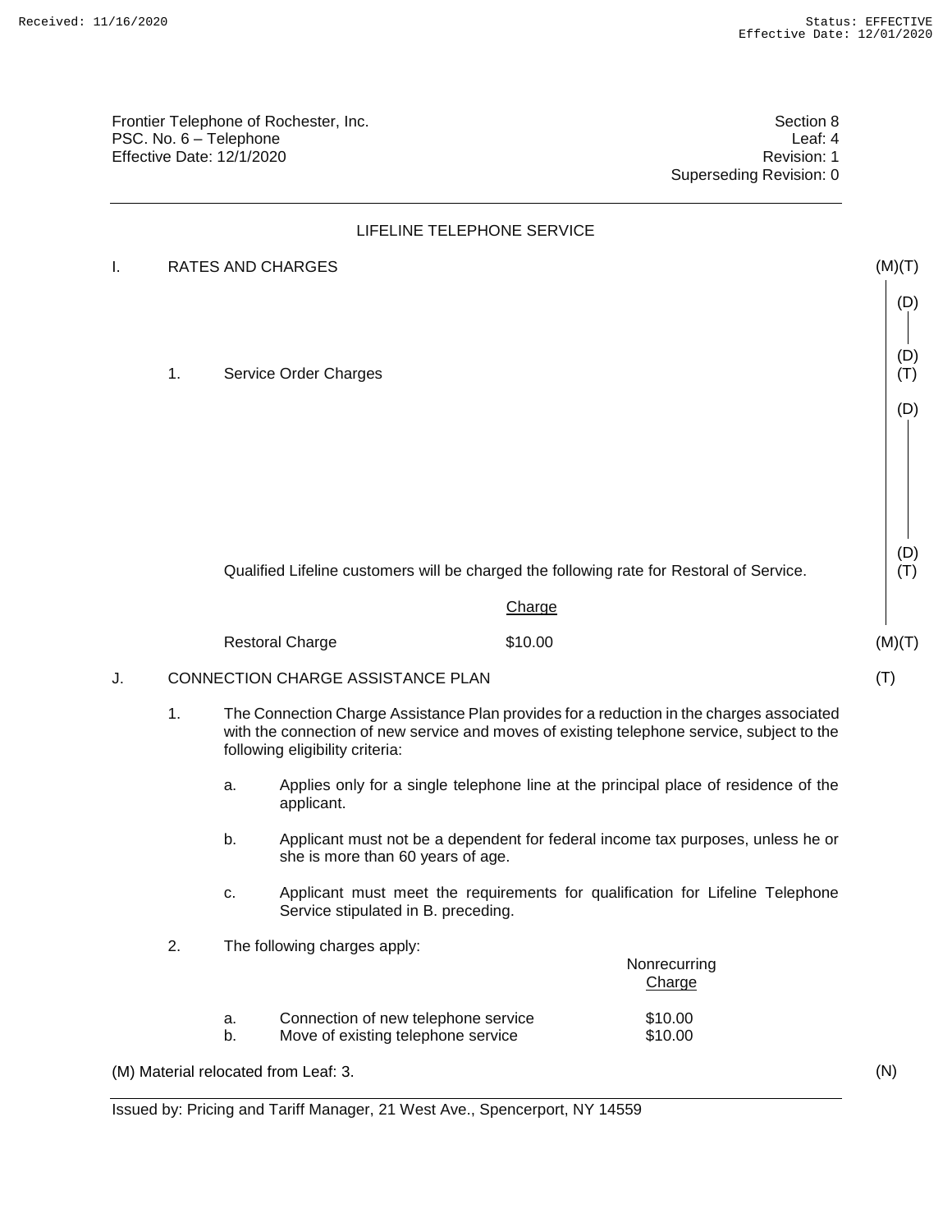Frontier Telephone of Rochester, Inc.
PSC. No. 6 – Telephone
Effective Date: 12/1/2020

Section 8
Leaf: 4
Revision: 1
Superseding Revision: 0

LIFELINE TELEPHONE SERVICE

I. RATES AND CHARGES (M)(T)

(D)

(D)

1. Service Order Charges (T)

(D)

(D)

Qualified Lifeline customers will be charged the following rate for Restoral of Service. (T)

| | Charge |
|---|---|
| Restoral Charge | $10.00 |

(M)(T)

J. CONNECTION CHARGE ASSISTANCE PLAN (T)

1. The Connection Charge Assistance Plan provides for a reduction in the charges associated with the connection of new service and moves of existing telephone service, subject to the following eligibility criteria:

   a. Applies only for a single telephone line at the principal place of residence of the applicant.

   b. Applicant must not be a dependent for federal income tax purposes, unless he or she is more than 60 years of age.

   c. Applicant must meet the requirements for qualification for Lifeline Telephone Service stipulated in B. preceding.

2. The following charges apply:

| | | Nonrecurring Charge |
|---|---|---|
| a. | Connection of new telephone service | $10.00 |
| b. | Move of existing telephone service | $10.00 |

(M) Material relocated from Leaf: 3. (N)

Issued by: Pricing and Tariff Manager, 21 West Ave., Spencerport, NY 14559